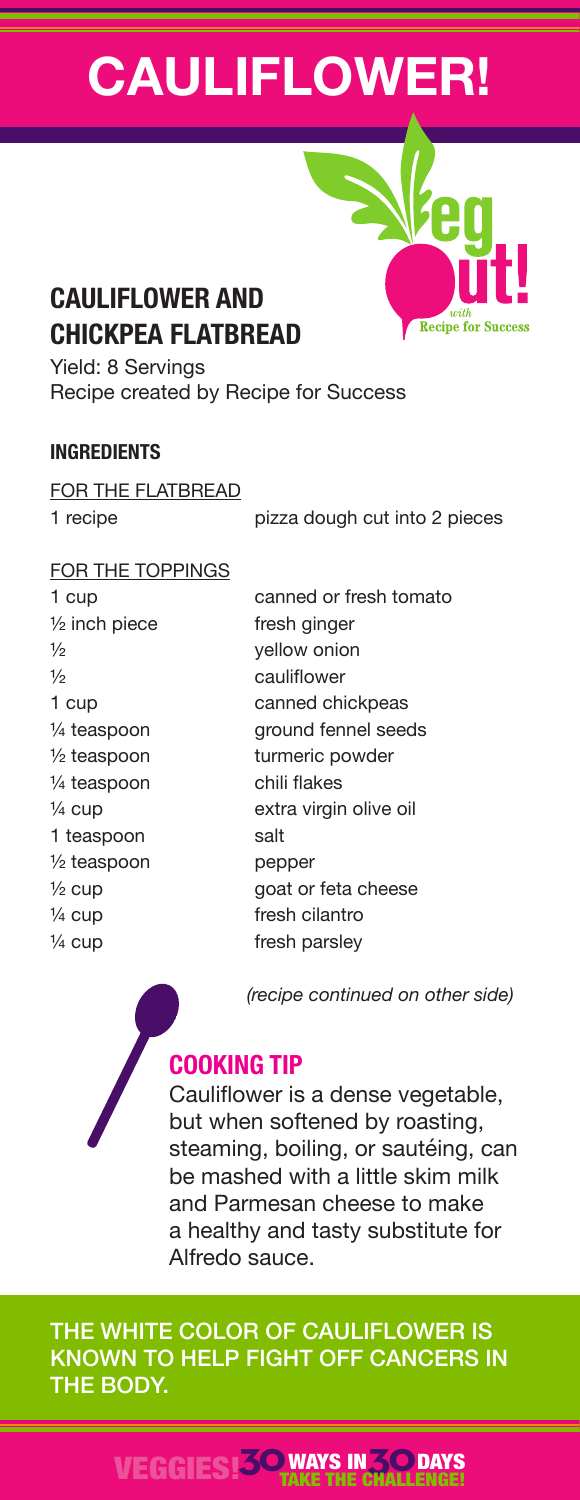# CAULIFLOWER!

Veg out! with Recipe for Success

## CAULIFLOWER AND CHICKPEA FLATBREAD

Yield: 8 Servings
Recipe created by Recipe for Success

### INGREDIENTS

FOR THE FLATBREAD

| | |
|---|---|
| 1 recipe | pizza dough cut into 2 pieces |

FOR THE TOPPINGS

| | |
|---|---|
| 1 cup | canned or fresh tomato |
| ½ inch piece | fresh ginger |
| ½ | yellow onion |
| ½ | cauliflower |
| 1 cup | canned chickpeas |
| ¼ teaspoon | ground fennel seeds |
| ½ teaspoon | turmeric powder |
| ¼ teaspoon | chili flakes |
| ¼ cup | extra virgin olive oil |
| 1 teaspoon | salt |
| ½ teaspoon | pepper |
| ½ cup | goat or feta cheese |
| ¼ cup | fresh cilantro |
| ¼ cup | fresh parsley |

*(recipe continued on other side)*

### COOKING TIP

Cauliflower is a dense vegetable, but when softened by roasting, steaming, boiling, or sautéing, can be mashed with a little skim milk and Parmesan cheese to make a healthy and tasty substitute for Alfredo sauce.

THE WHITE COLOR OF CAULIFLOWER IS KNOWN TO HELP FIGHT OFF CANCERS IN THE BODY.

VEGGIES! 30 WAYS IN 30 DAYS TAKE THE CHALLENGE!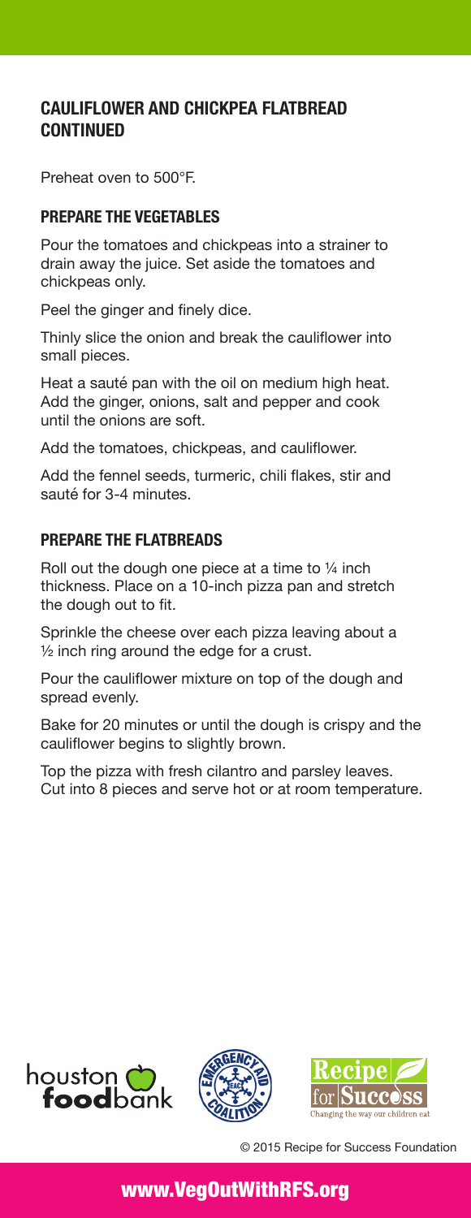## CAULIFLOWER AND CHICKPEA FLATBREAD CONTINUED

Preheat oven to 500°F.

### PREPARE THE VEGETABLES

Pour the tomatoes and chickpeas into a strainer to drain away the juice. Set aside the tomatoes and chickpeas only.

Peel the ginger and finely dice.

Thinly slice the onion and break the cauliflower into small pieces.

Heat a sauté pan with the oil on medium high heat. Add the ginger, onions, salt and pepper and cook until the onions are soft.

Add the tomatoes, chickpeas, and cauliflower.

Add the fennel seeds, turmeric, chili flakes, stir and sauté for 3-4 minutes.

### PREPARE THE FLATBREADS

Roll out the dough one piece at a time to ¼ inch thickness. Place on a 10-inch pizza pan and stretch the dough out to fit.

Sprinkle the cheese over each pizza leaving about a ½ inch ring around the edge for a crust.

Pour the cauliflower mixture on top of the dough and spread evenly.

Bake for 20 minutes or until the dough is crispy and the cauliflower begins to slightly brown.

Top the pizza with fresh cilantro and parsley leaves. Cut into 8 pieces and serve hot or at room temperature.

houston foodbank

Emergency Aid Coalition

Recipe for Success — Changing the way our children eat

© 2015 Recipe for Success Foundation

www.VegOutWithRFS.org